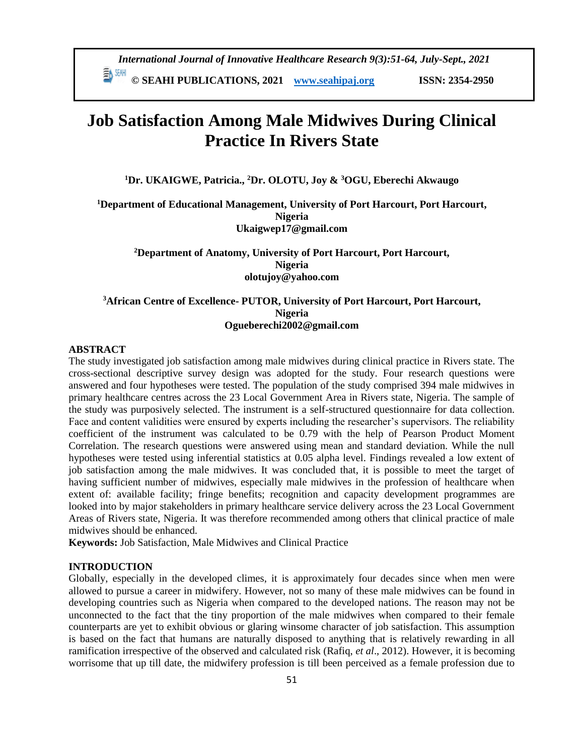# Job Satisfaction Among Male Midwives During Clinical Practice In Rivers State

**[1]Dr. UKAIGWE, Patricia., [2]Dr. OLOTU, Joy & [3]OGU, Eberechi Akwaugo**

**[1]Department of Educational Management, University of Port Harcourt, Port Harcourt, Nigeria**
**Ukaigwep17@gmail.com**

**[2]Department of Anatomy, University of Port Harcourt, Port Harcourt, Nigeria**
**olotujoy@yahoo.com**

**[3]African Centre of Excellence- PUTOR, University of Port Harcourt, Port Harcourt, Nigeria**
**Ogueberechi2002@gmail.com**

## ABSTRACT

The study investigated job satisfaction among male midwives during clinical practice in Rivers state. The cross-sectional descriptive survey design was adopted for the study. Four research questions were answered and four hypotheses were tested. The population of the study comprised 394 male midwives in primary healthcare centres across the 23 Local Government Area in Rivers state, Nigeria. The sample of the study was purposively selected. The instrument is a self-structured questionnaire for data collection. Face and content validities were ensured by experts including the researcher's supervisors. The reliability coefficient of the instrument was calculated to be 0.79 with the help of Pearson Product Moment Correlation. The research questions were answered using mean and standard deviation. While the null hypotheses were tested using inferential statistics at 0.05 alpha level. Findings revealed a low extent of job satisfaction among the male midwives. It was concluded that, it is possible to meet the target of having sufficient number of midwives, especially male midwives in the profession of healthcare when extent of: available facility; fringe benefits; recognition and capacity development programmes are looked into by major stakeholders in primary healthcare service delivery across the 23 Local Government Areas of Rivers state, Nigeria. It was therefore recommended among others that clinical practice of male midwives should be enhanced.

**Keywords:** Job Satisfaction, Male Midwives and Clinical Practice

## INTRODUCTION

Globally, especially in the developed climes, it is approximately four decades since when men were allowed to pursue a career in midwifery. However, not so many of these male midwives can be found in developing countries such as Nigeria when compared to the developed nations. The reason may not be unconnected to the fact that the tiny proportion of the male midwives when compared to their female counterparts are yet to exhibit obvious or glaring winsome character of job satisfaction. This assumption is based on the fact that humans are naturally disposed to anything that is relatively rewarding in all ramification irrespective of the observed and calculated risk (Rafiq, *et al*., 2012). However, it is becoming worrisome that up till date, the midwifery profession is till been perceived as a female profession due to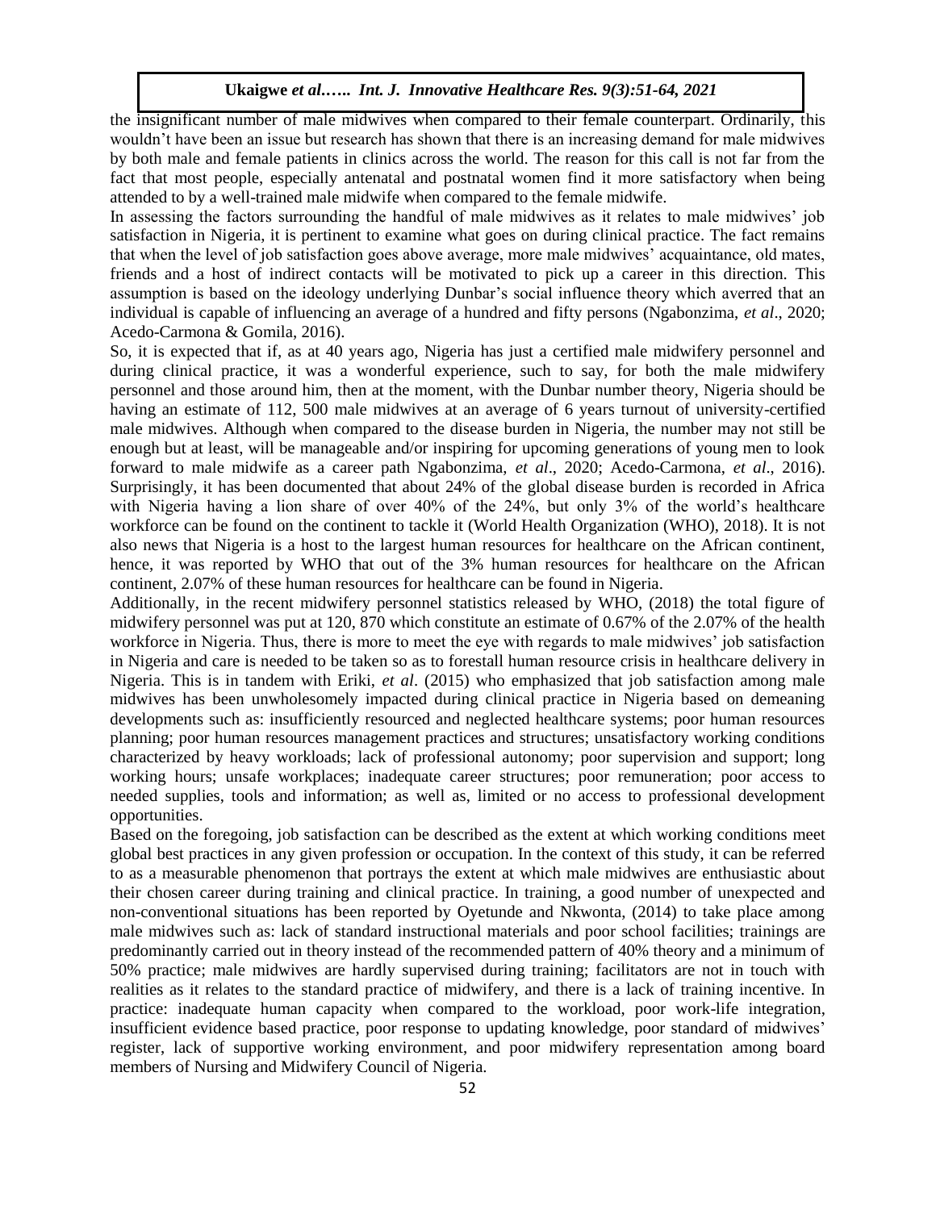the insignificant number of male midwives when compared to their female counterpart. Ordinarily, this wouldn't have been an issue but research has shown that there is an increasing demand for male midwives by both male and female patients in clinics across the world. The reason for this call is not far from the fact that most people, especially antenatal and postnatal women find it more satisfactory when being attended to by a well-trained male midwife when compared to the female midwife.

In assessing the factors surrounding the handful of male midwives as it relates to male midwives' job satisfaction in Nigeria, it is pertinent to examine what goes on during clinical practice. The fact remains that when the level of job satisfaction goes above average, more male midwives' acquaintance, old mates, friends and a host of indirect contacts will be motivated to pick up a career in this direction. This assumption is based on the ideology underlying Dunbar's social influence theory which averred that an individual is capable of influencing an average of a hundred and fifty persons (Ngabonzima, *et al*., 2020; Acedo-Carmona & Gomila, 2016).

So, it is expected that if, as at 40 years ago, Nigeria has just a certified male midwifery personnel and during clinical practice, it was a wonderful experience, such to say, for both the male midwifery personnel and those around him, then at the moment, with the Dunbar number theory, Nigeria should be having an estimate of 112, 500 male midwives at an average of 6 years turnout of university-certified male midwives. Although when compared to the disease burden in Nigeria, the number may not still be enough but at least, will be manageable and/or inspiring for upcoming generations of young men to look forward to male midwife as a career path Ngabonzima, *et al*., 2020; Acedo-Carmona, *et al*., 2016). Surprisingly, it has been documented that about 24% of the global disease burden is recorded in Africa with Nigeria having a lion share of over 40% of the 24%, but only 3% of the world's healthcare workforce can be found on the continent to tackle it (World Health Organization (WHO), 2018). It is not also news that Nigeria is a host to the largest human resources for healthcare on the African continent, hence, it was reported by WHO that out of the 3% human resources for healthcare on the African continent, 2.07% of these human resources for healthcare can be found in Nigeria.

Additionally, in the recent midwifery personnel statistics released by WHO, (2018) the total figure of midwifery personnel was put at 120, 870 which constitute an estimate of 0.67% of the 2.07% of the health workforce in Nigeria. Thus, there is more to meet the eye with regards to male midwives' job satisfaction in Nigeria and care is needed to be taken so as to forestall human resource crisis in healthcare delivery in Nigeria. This is in tandem with Eriki, *et al*. (2015) who emphasized that job satisfaction among male midwives has been unwholesomely impacted during clinical practice in Nigeria based on demeaning developments such as: insufficiently resourced and neglected healthcare systems; poor human resources planning; poor human resources management practices and structures; unsatisfactory working conditions characterized by heavy workloads; lack of professional autonomy; poor supervision and support; long working hours; unsafe workplaces; inadequate career structures; poor remuneration; poor access to needed supplies, tools and information; as well as, limited or no access to professional development opportunities.

Based on the foregoing, job satisfaction can be described as the extent at which working conditions meet global best practices in any given profession or occupation. In the context of this study, it can be referred to as a measurable phenomenon that portrays the extent at which male midwives are enthusiastic about their chosen career during training and clinical practice. In training, a good number of unexpected and non-conventional situations has been reported by Oyetunde and Nkwonta, (2014) to take place among male midwives such as: lack of standard instructional materials and poor school facilities; trainings are predominantly carried out in theory instead of the recommended pattern of 40% theory and a minimum of 50% practice; male midwives are hardly supervised during training; facilitators are not in touch with realities as it relates to the standard practice of midwifery, and there is a lack of training incentive. In practice: inadequate human capacity when compared to the workload, poor work-life integration, insufficient evidence based practice, poor response to updating knowledge, poor standard of midwives' register, lack of supportive working environment, and poor midwifery representation among board members of Nursing and Midwifery Council of Nigeria.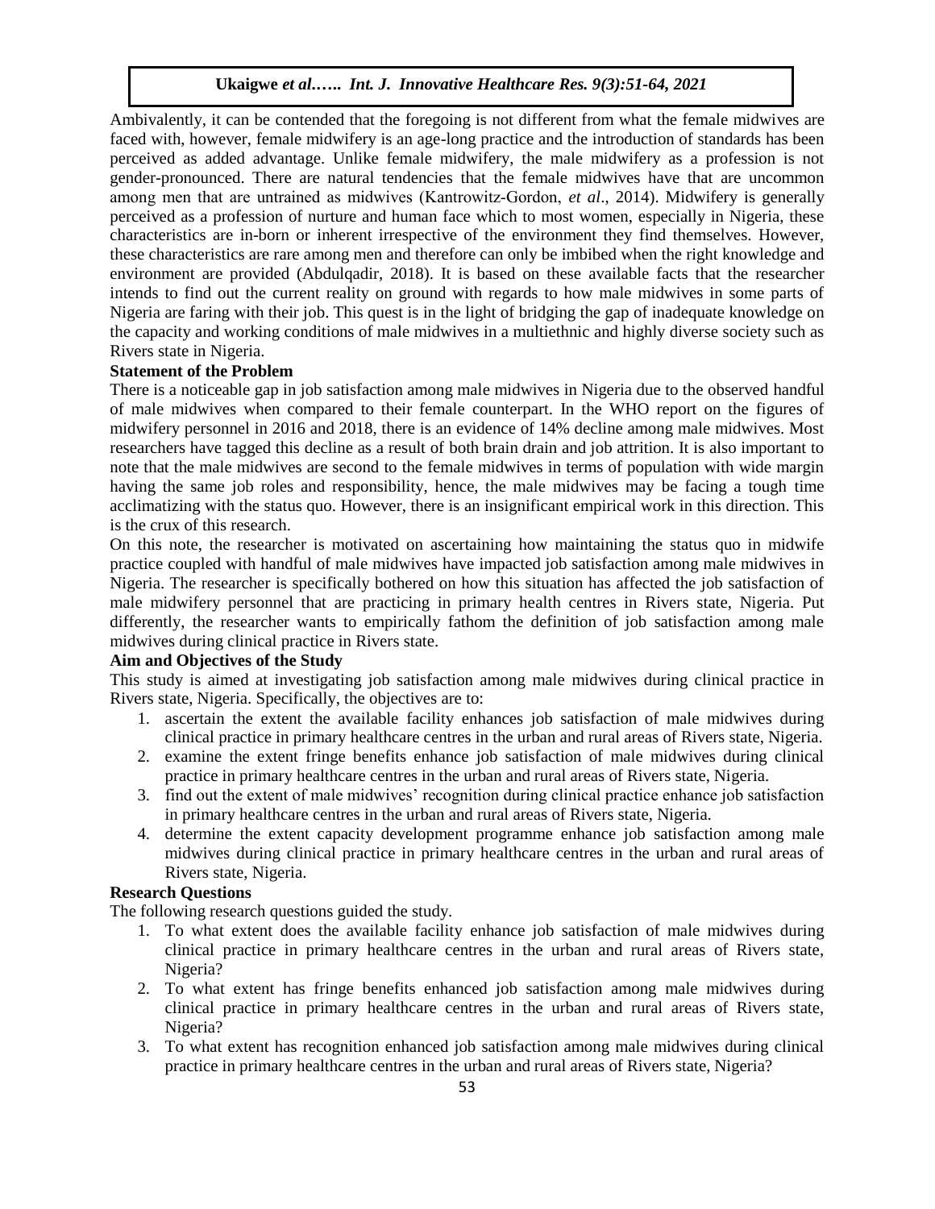Ambivalently, it can be contended that the foregoing is not different from what the female midwives are faced with, however, female midwifery is an age-long practice and the introduction of standards has been perceived as added advantage. Unlike female midwifery, the male midwifery as a profession is not gender-pronounced. There are natural tendencies that the female midwives have that are uncommon among men that are untrained as midwives (Kantrowitz-Gordon, *et al*., 2014). Midwifery is generally perceived as a profession of nurture and human face which to most women, especially in Nigeria, these characteristics are in-born or inherent irrespective of the environment they find themselves. However, these characteristics are rare among men and therefore can only be imbibed when the right knowledge and environment are provided (Abdulqadir, 2018). It is based on these available facts that the researcher intends to find out the current reality on ground with regards to how male midwives in some parts of Nigeria are faring with their job. This quest is in the light of bridging the gap of inadequate knowledge on the capacity and working conditions of male midwives in a multiethnic and highly diverse society such as Rivers state in Nigeria.

**Statement of the Problem**

There is a noticeable gap in job satisfaction among male midwives in Nigeria due to the observed handful of male midwives when compared to their female counterpart. In the WHO report on the figures of midwifery personnel in 2016 and 2018, there is an evidence of 14% decline among male midwives. Most researchers have tagged this decline as a result of both brain drain and job attrition. It is also important to note that the male midwives are second to the female midwives in terms of population with wide margin having the same job roles and responsibility, hence, the male midwives may be facing a tough time acclimatizing with the status quo. However, there is an insignificant empirical work in this direction. This is the crux of this research.

On this note, the researcher is motivated on ascertaining how maintaining the status quo in midwife practice coupled with handful of male midwives have impacted job satisfaction among male midwives in Nigeria. The researcher is specifically bothered on how this situation has affected the job satisfaction of male midwifery personnel that are practicing in primary health centres in Rivers state, Nigeria. Put differently, the researcher wants to empirically fathom the definition of job satisfaction among male midwives during clinical practice in Rivers state.

**Aim and Objectives of the Study**

This study is aimed at investigating job satisfaction among male midwives during clinical practice in Rivers state, Nigeria. Specifically, the objectives are to:

1. ascertain the extent the available facility enhances job satisfaction of male midwives during clinical practice in primary healthcare centres in the urban and rural areas of Rivers state, Nigeria.
2. examine the extent fringe benefits enhance job satisfaction of male midwives during clinical practice in primary healthcare centres in the urban and rural areas of Rivers state, Nigeria.
3. find out the extent of male midwives' recognition during clinical practice enhance job satisfaction in primary healthcare centres in the urban and rural areas of Rivers state, Nigeria.
4. determine the extent capacity development programme enhance job satisfaction among male midwives during clinical practice in primary healthcare centres in the urban and rural areas of Rivers state, Nigeria.

**Research Questions**

The following research questions guided the study.

1. To what extent does the available facility enhance job satisfaction of male midwives during clinical practice in primary healthcare centres in the urban and rural areas of Rivers state, Nigeria?
2. To what extent has fringe benefits enhanced job satisfaction among male midwives during clinical practice in primary healthcare centres in the urban and rural areas of Rivers state, Nigeria?
3. To what extent has recognition enhanced job satisfaction among male midwives during clinical practice in primary healthcare centres in the urban and rural areas of Rivers state, Nigeria?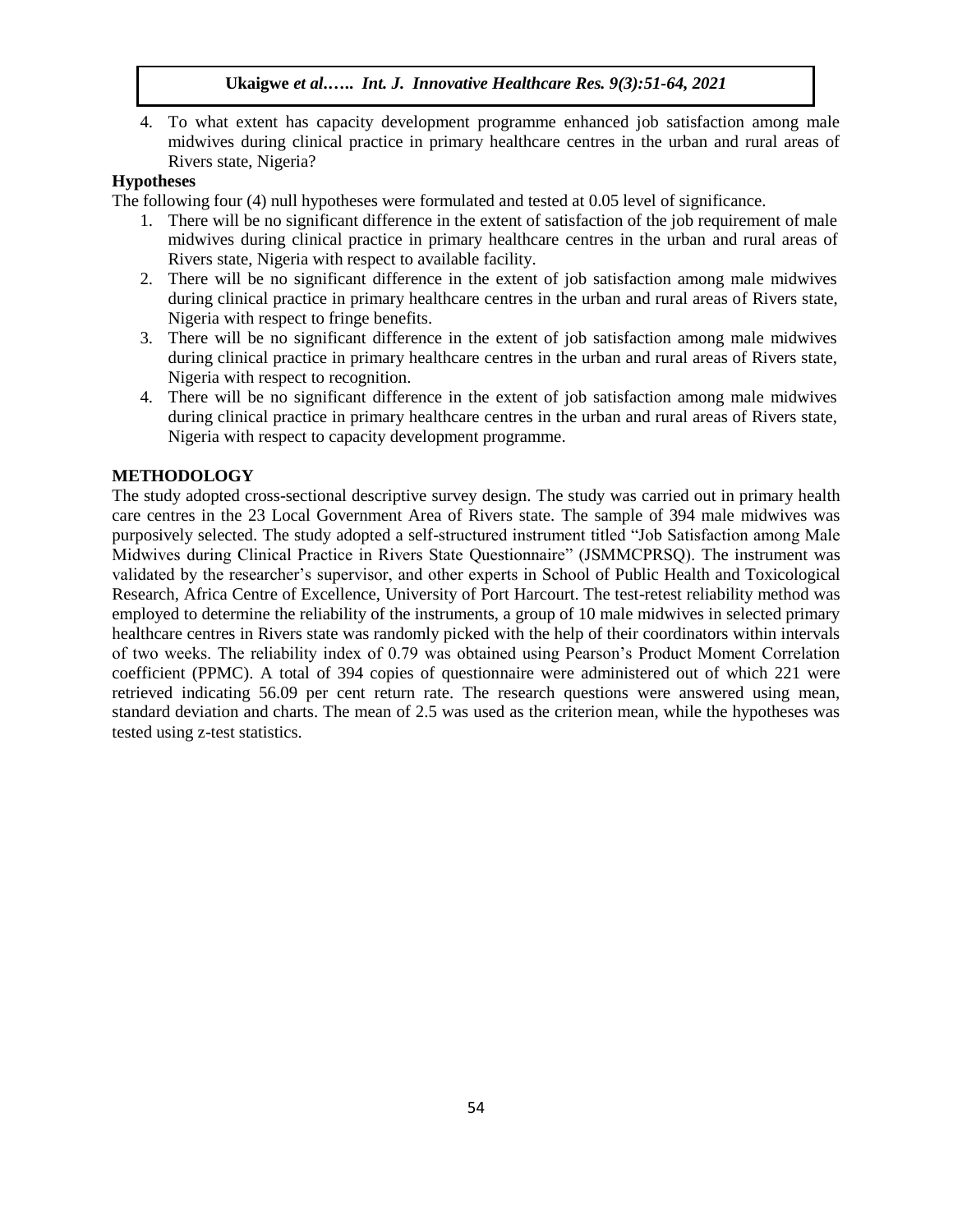4. To what extent has capacity development programme enhanced job satisfaction among male midwives during clinical practice in primary healthcare centres in the urban and rural areas of Rivers state, Nigeria?

**Hypotheses**

The following four (4) null hypotheses were formulated and tested at 0.05 level of significance.

1. There will be no significant difference in the extent of satisfaction of the job requirement of male midwives during clinical practice in primary healthcare centres in the urban and rural areas of Rivers state, Nigeria with respect to available facility.
2. There will be no significant difference in the extent of job satisfaction among male midwives during clinical practice in primary healthcare centres in the urban and rural areas of Rivers state, Nigeria with respect to fringe benefits.
3. There will be no significant difference in the extent of job satisfaction among male midwives during clinical practice in primary healthcare centres in the urban and rural areas of Rivers state, Nigeria with respect to recognition.
4. There will be no significant difference in the extent of job satisfaction among male midwives during clinical practice in primary healthcare centres in the urban and rural areas of Rivers state, Nigeria with respect to capacity development programme.

## METHODOLOGY

The study adopted cross-sectional descriptive survey design. The study was carried out in primary health care centres in the 23 Local Government Area of Rivers state. The sample of 394 male midwives was purposively selected. The study adopted a self-structured instrument titled "Job Satisfaction among Male Midwives during Clinical Practice in Rivers State Questionnaire" (JSMMCPRSQ). The instrument was validated by the researcher's supervisor, and other experts in School of Public Health and Toxicological Research, Africa Centre of Excellence, University of Port Harcourt. The test-retest reliability method was employed to determine the reliability of the instruments, a group of 10 male midwives in selected primary healthcare centres in Rivers state was randomly picked with the help of their coordinators within intervals of two weeks. The reliability index of 0.79 was obtained using Pearson's Product Moment Correlation coefficient (PPMC). A total of 394 copies of questionnaire were administered out of which 221 were retrieved indicating 56.09 per cent return rate. The research questions were answered using mean, standard deviation and charts. The mean of 2.5 was used as the criterion mean, while the hypotheses was tested using z-test statistics.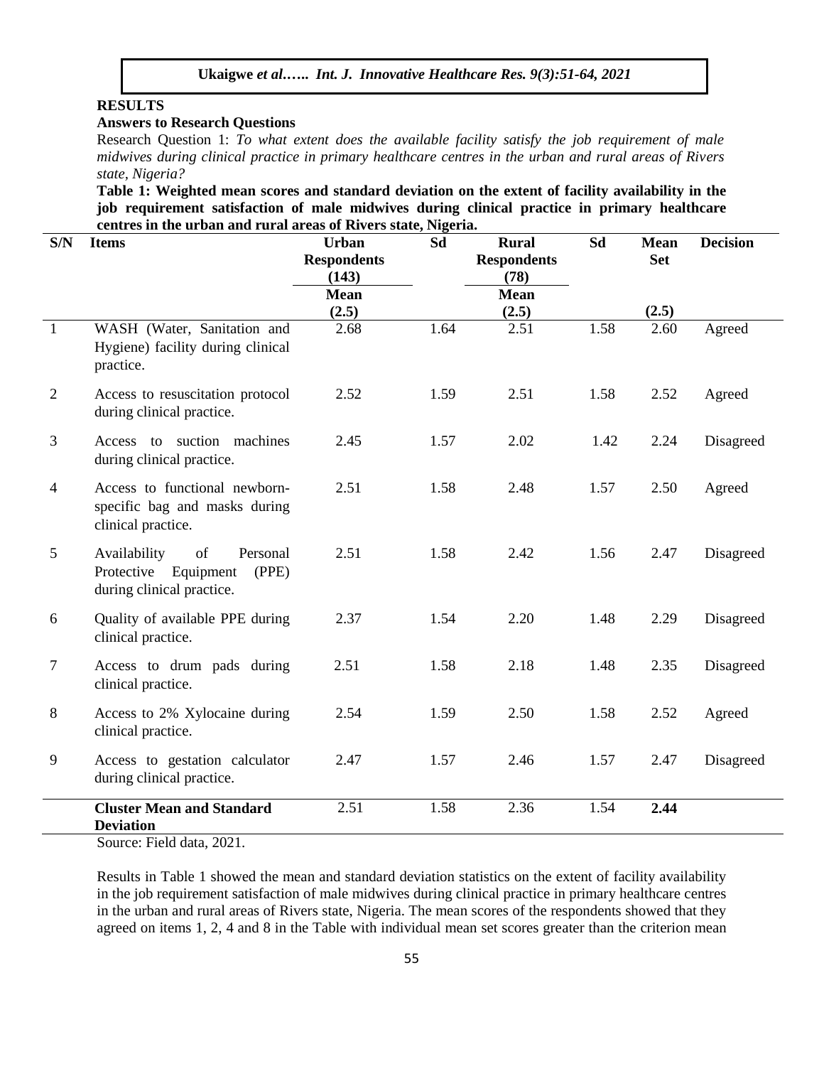## RESULTS

### Answers to Research Questions

Research Question 1: *To what extent does the available facility satisfy the job requirement of male midwives during clinical practice in primary healthcare centres in the urban and rural areas of Rivers state, Nigeria?*

**Table 1: Weighted mean scores and standard deviation on the extent of facility availability in the job requirement satisfaction of male midwives during clinical practice in primary healthcare centres in the urban and rural areas of Rivers state, Nigeria.**

| S/N | Items | Urban Respondents (143) | Sd | Rural Respondents (78) | Sd | Mean Set | Decision |
|---|---|---|---|---|---|---|---|
| | | Mean (2.5) | | Mean (2.5) | | (2.5) | |
| 1 | WASH (Water, Sanitation and Hygiene) facility during clinical practice. | 2.68 | 1.64 | 2.51 | 1.58 | 2.60 | Agreed |
| 2 | Access to resuscitation protocol during clinical practice. | 2.52 | 1.59 | 2.51 | 1.58 | 2.52 | Agreed |
| 3 | Access to suction machines during clinical practice. | 2.45 | 1.57 | 2.02 | 1.42 | 2.24 | Disagreed |
| 4 | Access to functional newborn-specific bag and masks during clinical practice. | 2.51 | 1.58 | 2.48 | 1.57 | 2.50 | Agreed |
| 5 | Availability of Personal Protective Equipment (PPE) during clinical practice. | 2.51 | 1.58 | 2.42 | 1.56 | 2.47 | Disagreed |
| 6 | Quality of available PPE during clinical practice. | 2.37 | 1.54 | 2.20 | 1.48 | 2.29 | Disagreed |
| 7 | Access to drum pads during clinical practice. | 2.51 | 1.58 | 2.18 | 1.48 | 2.35 | Disagreed |
| 8 | Access to 2% Xylocaine during clinical practice. | 2.54 | 1.59 | 2.50 | 1.58 | 2.52 | Agreed |
| 9 | Access to gestation calculator during clinical practice. | 2.47 | 1.57 | 2.46 | 1.57 | 2.47 | Disagreed |
| | **Cluster Mean and Standard Deviation** | 2.51 | 1.58 | 2.36 | 1.54 | **2.44** | |

Source: Field data, 2021.

Results in Table 1 showed the mean and standard deviation statistics on the extent of facility availability in the job requirement satisfaction of male midwives during clinical practice in primary healthcare centres in the urban and rural areas of Rivers state, Nigeria. The mean scores of the respondents showed that they agreed on items 1, 2, 4 and 8 in the Table with individual mean set scores greater than the criterion mean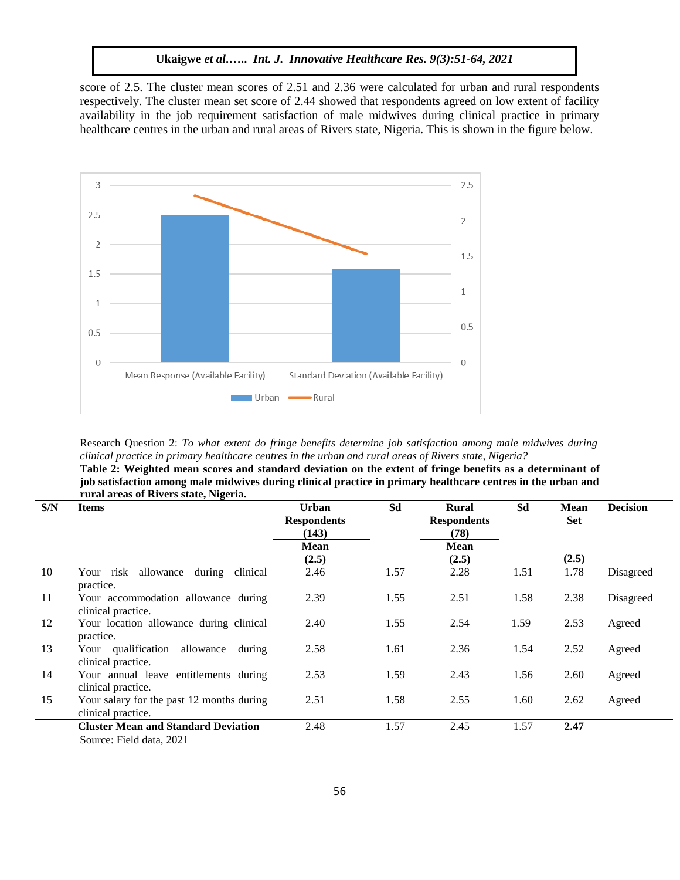score of 2.5. The cluster mean scores of 2.51 and 2.36 were calculated for urban and rural respondents respectively. The cluster mean set score of 2.44 showed that respondents agreed on low extent of facility availability in the job requirement satisfaction of male midwives during clinical practice in primary healthcare centres in the urban and rural areas of Rivers state, Nigeria. This is shown in the figure below.

Research Question 2: *To what extent do fringe benefits determine job satisfaction among male midwives during clinical practice in primary healthcare centres in the urban and rural areas of Rivers state, Nigeria?*

**Table 2: Weighted mean scores and standard deviation on the extent of fringe benefits as a determinant of job satisfaction among male midwives during clinical practice in primary healthcare centres in the urban and rural areas of Rivers state, Nigeria.**

| S/N | Items | Urban Respondents (143) Mean (2.5) | Sd | Rural Respondents (78) Mean (2.5) | Sd | Mean Set (2.5) | Decision |
|---|---|---|---|---|---|---|---|
| 10 | Your risk allowance during clinical practice. | 2.46 | 1.57 | 2.28 | 1.51 | 1.78 | Disagreed |
| 11 | Your accommodation allowance during clinical practice. | 2.39 | 1.55 | 2.51 | 1.58 | 2.38 | Disagreed |
| 12 | Your location allowance during clinical practice. | 2.40 | 1.55 | 2.54 | 1.59 | 2.53 | Agreed |
| 13 | Your qualification allowance during clinical practice. | 2.58 | 1.61 | 2.36 | 1.54 | 2.52 | Agreed |
| 14 | Your annual leave entitlements during clinical practice. | 2.53 | 1.59 | 2.43 | 1.56 | 2.60 | Agreed |
| 15 | Your salary for the past 12 months during clinical practice. | 2.51 | 1.58 | 2.55 | 1.60 | 2.62 | Agreed |
| | **Cluster Mean and Standard Deviation** | 2.48 | 1.57 | 2.45 | 1.57 | **2.47** | |

Source: Field data, 2021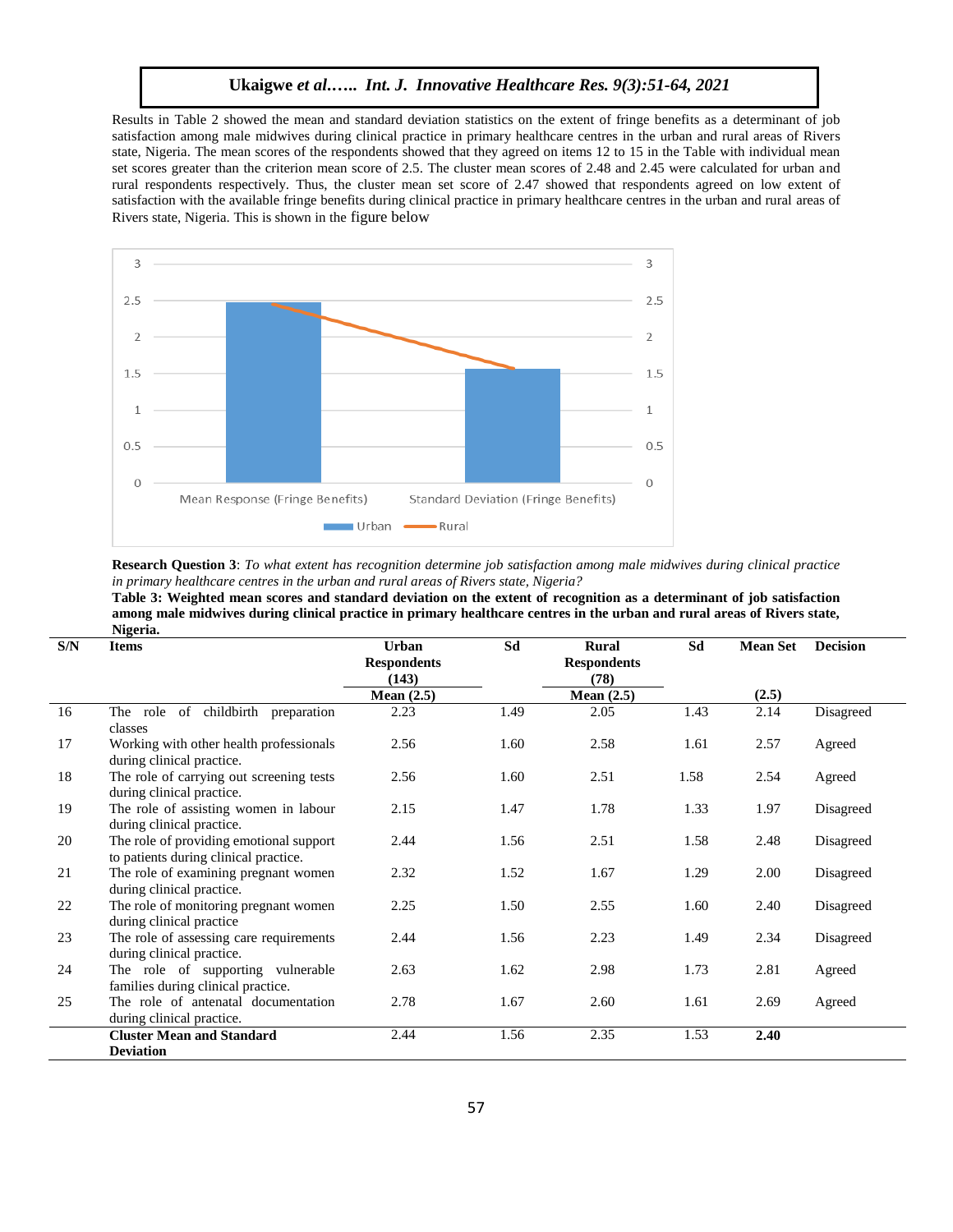Results in Table 2 showed the mean and standard deviation statistics on the extent of fringe benefits as a determinant of job satisfaction among male midwives during clinical practice in primary healthcare centres in the urban and rural areas of Rivers state, Nigeria. The mean scores of the respondents showed that they agreed on items 12 to 15 in the Table with individual mean set scores greater than the criterion mean score of 2.5. The cluster mean scores of 2.48 and 2.45 were calculated for urban and rural respondents respectively. Thus, the cluster mean set score of 2.47 showed that respondents agreed on low extent of satisfaction with the available fringe benefits during clinical practice in primary healthcare centres in the urban and rural areas of Rivers state, Nigeria. This is shown in the figure below

**Research Question 3**: *To what extent has recognition determine job satisfaction among male midwives during clinical practice in primary healthcare centres in the urban and rural areas of Rivers state, Nigeria?*

**Table 3: Weighted mean scores and standard deviation on the extent of recognition as a determinant of job satisfaction among male midwives during clinical practice in primary healthcare centres in the urban and rural areas of Rivers state, Nigeria.**

| S/N | Items | Urban Respondents (143) Mean (2.5) | Sd | Rural Respondents (78) Mean (2.5) | Sd | Mean Set (2.5) | Decision |
|---|---|---|---|---|---|---|---|
| 16 | The role of childbirth preparation classes | 2.23 | 1.49 | 2.05 | 1.43 | 2.14 | Disagreed |
| 17 | Working with other health professionals during clinical practice. | 2.56 | 1.60 | 2.58 | 1.61 | 2.57 | Agreed |
| 18 | The role of carrying out screening tests during clinical practice. | 2.56 | 1.60 | 2.51 | 1.58 | 2.54 | Agreed |
| 19 | The role of assisting women in labour during clinical practice. | 2.15 | 1.47 | 1.78 | 1.33 | 1.97 | Disagreed |
| 20 | The role of providing emotional support to patients during clinical practice. | 2.44 | 1.56 | 2.51 | 1.58 | 2.48 | Disagreed |
| 21 | The role of examining pregnant women during clinical practice. | 2.32 | 1.52 | 1.67 | 1.29 | 2.00 | Disagreed |
| 22 | The role of monitoring pregnant women during clinical practice | 2.25 | 1.50 | 2.55 | 1.60 | 2.40 | Disagreed |
| 23 | The role of assessing care requirements during clinical practice. | 2.44 | 1.56 | 2.23 | 1.49 | 2.34 | Disagreed |
| 24 | The role of supporting vulnerable families during clinical practice. | 2.63 | 1.62 | 2.98 | 1.73 | 2.81 | Agreed |
| 25 | The role of antenatal documentation during clinical practice. | 2.78 | 1.67 | 2.60 | 1.61 | 2.69 | Agreed |
| | **Cluster Mean and Standard Deviation** | 2.44 | 1.56 | 2.35 | 1.53 | **2.40** | |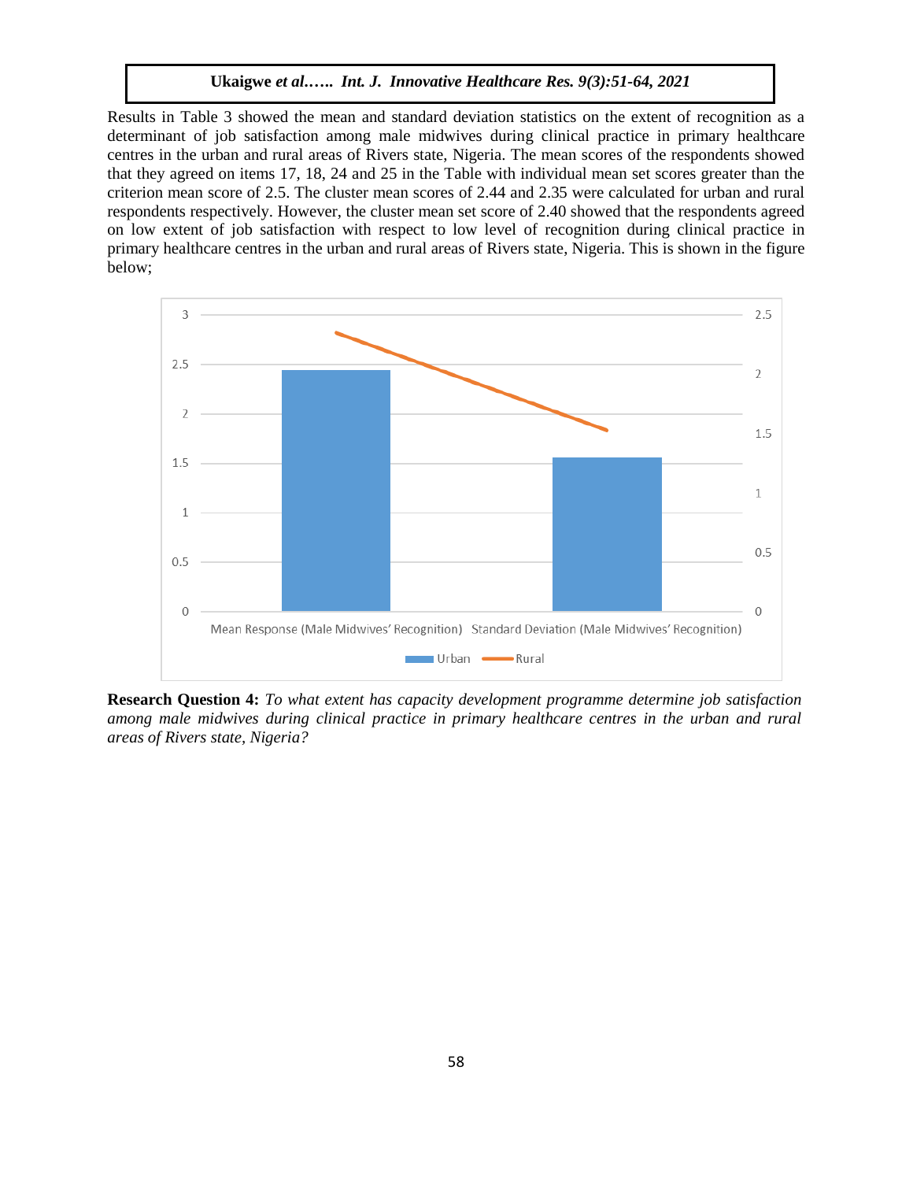Results in Table 3 showed the mean and standard deviation statistics on the extent of recognition as a determinant of job satisfaction among male midwives during clinical practice in primary healthcare centres in the urban and rural areas of Rivers state, Nigeria. The mean scores of the respondents showed that they agreed on items 17, 18, 24 and 25 in the Table with individual mean set scores greater than the criterion mean score of 2.5. The cluster mean scores of 2.44 and 2.35 were calculated for urban and rural respondents respectively. However, the cluster mean set score of 2.40 showed that the respondents agreed on low extent of job satisfaction with respect to low level of recognition during clinical practice in primary healthcare centres in the urban and rural areas of Rivers state, Nigeria. This is shown in the figure below;

**Research Question 4:** *To what extent has capacity development programme determine job satisfaction among male midwives during clinical practice in primary healthcare centres in the urban and rural areas of Rivers state, Nigeria?*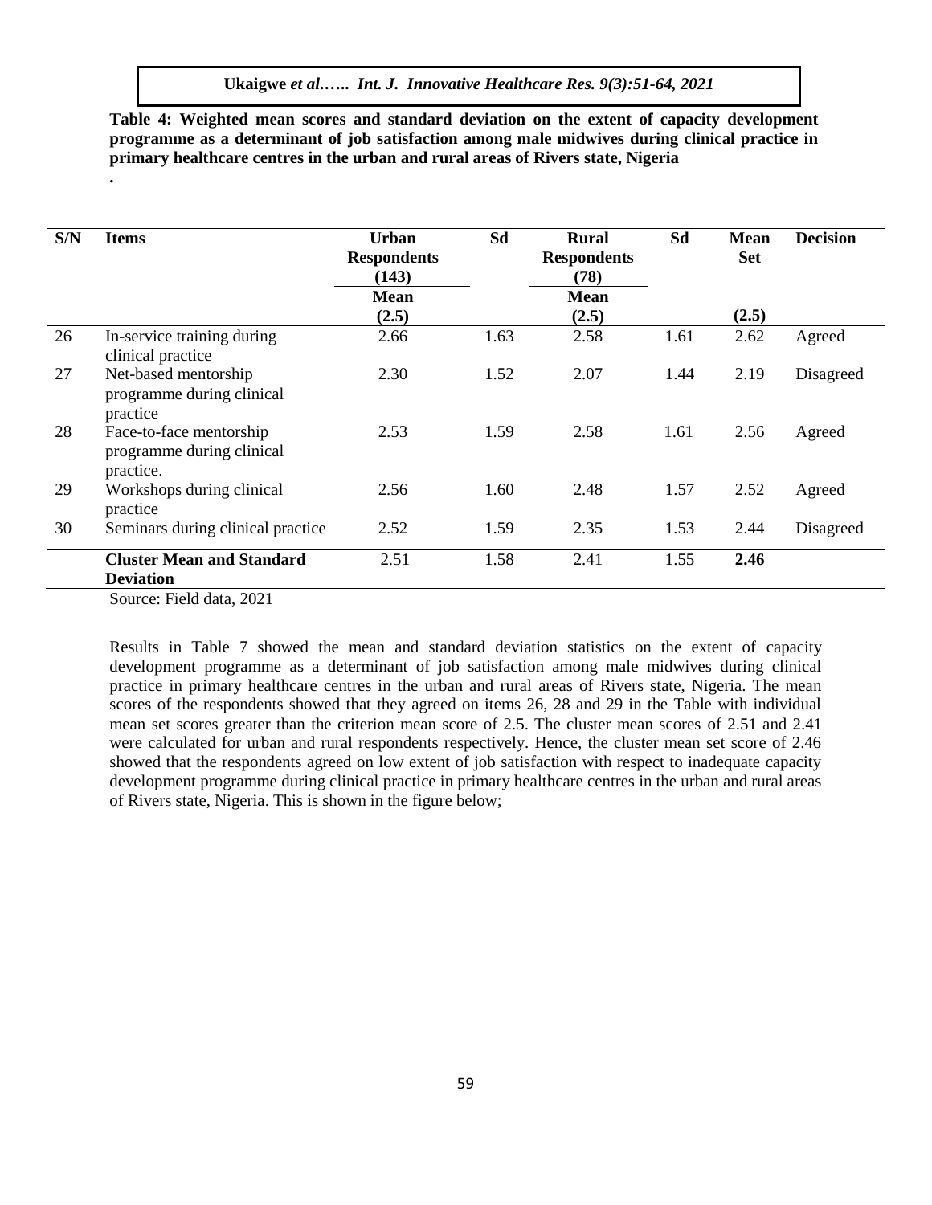**Table 4: Weighted mean scores and standard deviation on the extent of capacity development programme as a determinant of job satisfaction among male midwives during clinical practice in primary healthcare centres in the urban and rural areas of Rivers state, Nigeria**

.

| S/N | Items | Urban Respondents (143) | Sd | Rural Respondents (78) | Sd | Mean Set | Decision |
|---|---|---|---|---|---|---|---|
| | | Mean (2.5) | | Mean (2.5) | | (2.5) | |
| 26 | In-service training during clinical practice | 2.66 | 1.63 | 2.58 | 1.61 | 2.62 | Agreed |
| 27 | Net-based mentorship programme during clinical practice | 2.30 | 1.52 | 2.07 | 1.44 | 2.19 | Disagreed |
| 28 | Face-to-face mentorship programme during clinical practice. | 2.53 | 1.59 | 2.58 | 1.61 | 2.56 | Agreed |
| 29 | Workshops during clinical practice | 2.56 | 1.60 | 2.48 | 1.57 | 2.52 | Agreed |
| 30 | Seminars during clinical practice | 2.52 | 1.59 | 2.35 | 1.53 | 2.44 | Disagreed |
| | **Cluster Mean and Standard Deviation** | 2.51 | 1.58 | 2.41 | 1.55 | **2.46** | |

Source: Field data, 2021

Results in Table 7 showed the mean and standard deviation statistics on the extent of capacity development programme as a determinant of job satisfaction among male midwives during clinical practice in primary healthcare centres in the urban and rural areas of Rivers state, Nigeria. The mean scores of the respondents showed that they agreed on items 26, 28 and 29 in the Table with individual mean set scores greater than the criterion mean score of 2.5. The cluster mean scores of 2.51 and 2.41 were calculated for urban and rural respondents respectively. Hence, the cluster mean set score of 2.46 showed that the respondents agreed on low extent of job satisfaction with respect to inadequate capacity development programme during clinical practice in primary healthcare centres in the urban and rural areas of Rivers state, Nigeria. This is shown in the figure below;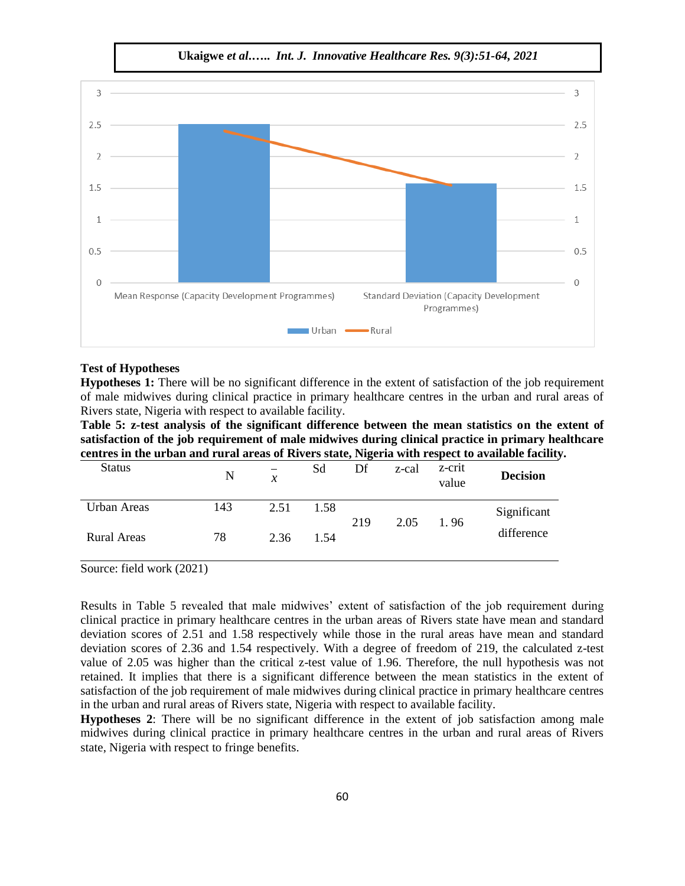## Test of Hypotheses

**Hypotheses 1:** There will be no significant difference in the extent of satisfaction of the job requirement of male midwives during clinical practice in primary healthcare centres in the urban and rural areas of Rivers state, Nigeria with respect to available facility.

**Table 5: z-test analysis of the significant difference between the mean statistics on the extent of satisfaction of the job requirement of male midwives during clinical practice in primary healthcare centres in the urban and rural areas of Rivers state, Nigeria with respect to available facility.**

| Status | N | $\bar{x}$ | Sd | Df | z-cal | z-crit value | Decision |
|---|---|---|---|---|---|---|---|
| Urban Areas | 143 | 2.51 | 1.58 | 219 | 2.05 | 1. 96 | Significant difference |
| Rural Areas | 78 | 2.36 | 1.54 | | | | |

Source: field work (2021)

Results in Table 5 revealed that male midwives' extent of satisfaction of the job requirement during clinical practice in primary healthcare centres in the urban areas of Rivers state have mean and standard deviation scores of 2.51 and 1.58 respectively while those in the rural areas have mean and standard deviation scores of 2.36 and 1.54 respectively. With a degree of freedom of 219, the calculated z-test value of 2.05 was higher than the critical z-test value of 1.96. Therefore, the null hypothesis was not retained. It implies that there is a significant difference between the mean statistics in the extent of satisfaction of the job requirement of male midwives during clinical practice in primary healthcare centres in the urban and rural areas of Rivers state, Nigeria with respect to available facility.

**Hypotheses 2**: There will be no significant difference in the extent of job satisfaction among male midwives during clinical practice in primary healthcare centres in the urban and rural areas of Rivers state, Nigeria with respect to fringe benefits.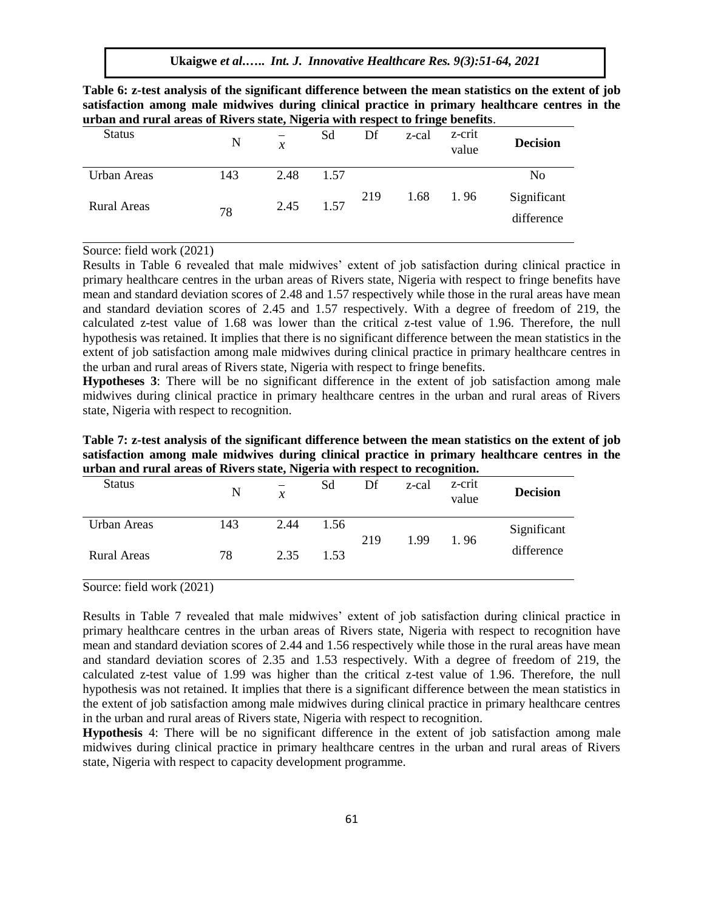**Table 6: z-test analysis of the significant difference between the mean statistics on the extent of job satisfaction among male midwives during clinical practice in primary healthcare centres in the urban and rural areas of Rivers state, Nigeria with respect to fringe benefits**.

| Status | N | $\bar{x}$ | Sd | Df | z-cal | z-crit value | **Decision** |
|---|---|---|---|---|---|---|---|
| Urban Areas | 143 | 2.48 | 1.57 | 219 | 1.68 | 1. 96 | No Significant difference |
| Rural Areas | 78 | 2.45 | 1.57 | | | | |

Source: field work (2021)

Results in Table 6 revealed that male midwives' extent of job satisfaction during clinical practice in primary healthcare centres in the urban areas of Rivers state, Nigeria with respect to fringe benefits have mean and standard deviation scores of 2.48 and 1.57 respectively while those in the rural areas have mean and standard deviation scores of 2.45 and 1.57 respectively. With a degree of freedom of 219, the calculated z-test value of 1.68 was lower than the critical z-test value of 1.96. Therefore, the null hypothesis was retained. It implies that there is no significant difference between the mean statistics in the extent of job satisfaction among male midwives during clinical practice in primary healthcare centres in the urban and rural areas of Rivers state, Nigeria with respect to fringe benefits.

**Hypotheses 3**: There will be no significant difference in the extent of job satisfaction among male midwives during clinical practice in primary healthcare centres in the urban and rural areas of Rivers state, Nigeria with respect to recognition.

**Table 7: z-test analysis of the significant difference between the mean statistics on the extent of job satisfaction among male midwives during clinical practice in primary healthcare centres in the urban and rural areas of Rivers state, Nigeria with respect to recognition.**

| Status | N | $\bar{x}$ | Sd | Df | z-cal | z-crit value | **Decision** |
|---|---|---|---|---|---|---|---|
| Urban Areas | 143 | 2.44 | 1.56 | 219 | 1.99 | 1. 96 | Significant difference |
| Rural Areas | 78 | 2.35 | 1.53 | | | | |

Source: field work (2021)

Results in Table 7 revealed that male midwives' extent of job satisfaction during clinical practice in primary healthcare centres in the urban areas of Rivers state, Nigeria with respect to recognition have mean and standard deviation scores of 2.44 and 1.56 respectively while those in the rural areas have mean and standard deviation scores of 2.35 and 1.53 respectively. With a degree of freedom of 219, the calculated z-test value of 1.99 was higher than the critical z-test value of 1.96. Therefore, the null hypothesis was not retained. It implies that there is a significant difference between the mean statistics in the extent of job satisfaction among male midwives during clinical practice in primary healthcare centres in the urban and rural areas of Rivers state, Nigeria with respect to recognition.

**Hypothesis** 4: There will be no significant difference in the extent of job satisfaction among male midwives during clinical practice in primary healthcare centres in the urban and rural areas of Rivers state, Nigeria with respect to capacity development programme.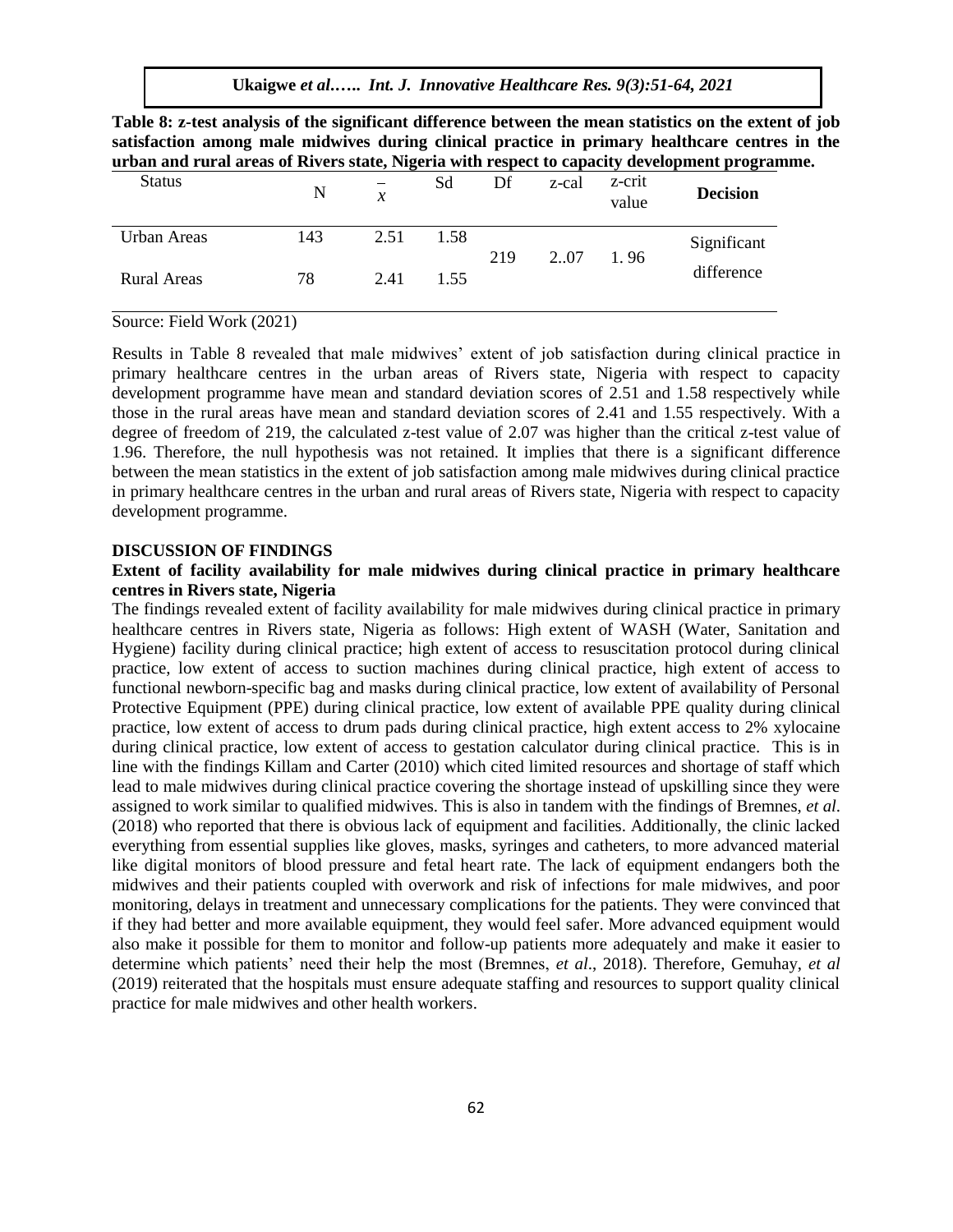**Table 8: z-test analysis of the significant difference between the mean statistics on the extent of job satisfaction among male midwives during clinical practice in primary healthcare centres in the urban and rural areas of Rivers state, Nigeria with respect to capacity development programme.**

| Status | N | $\bar{x}$ | Sd | Df | z-cal | z-crit value | **Decision** |
|---|---|---|---|---|---|---|---|
| Urban Areas | 143 | 2.51 | 1.58 | 219 | 2..07 | 1. 96 | Significant difference |
| Rural Areas | 78 | 2.41 | 1.55 | | | | |

Source: Field Work (2021)

Results in Table 8 revealed that male midwives' extent of job satisfaction during clinical practice in primary healthcare centres in the urban areas of Rivers state, Nigeria with respect to capacity development programme have mean and standard deviation scores of 2.51 and 1.58 respectively while those in the rural areas have mean and standard deviation scores of 2.41 and 1.55 respectively. With a degree of freedom of 219, the calculated z-test value of 2.07 was higher than the critical z-test value of 1.96. Therefore, the null hypothesis was not retained. It implies that there is a significant difference between the mean statistics in the extent of job satisfaction among male midwives during clinical practice in primary healthcare centres in the urban and rural areas of Rivers state, Nigeria with respect to capacity development programme.

## DISCUSSION OF FINDINGS

### Extent of facility availability for male midwives during clinical practice in primary healthcare centres in Rivers state, Nigeria

The findings revealed extent of facility availability for male midwives during clinical practice in primary healthcare centres in Rivers state, Nigeria as follows: High extent of WASH (Water, Sanitation and Hygiene) facility during clinical practice; high extent of access to resuscitation protocol during clinical practice, low extent of access to suction machines during clinical practice, high extent of access to functional newborn-specific bag and masks during clinical practice, low extent of availability of Personal Protective Equipment (PPE) during clinical practice, low extent of available PPE quality during clinical practice, low extent of access to drum pads during clinical practice, high extent access to 2% xylocaine during clinical practice, low extent of access to gestation calculator during clinical practice. This is in line with the findings Killam and Carter (2010) which cited limited resources and shortage of staff which lead to male midwives during clinical practice covering the shortage instead of upskilling since they were assigned to work similar to qualified midwives. This is also in tandem with the findings of Bremnes, *et al*. (2018) who reported that there is obvious lack of equipment and facilities. Additionally, the clinic lacked everything from essential supplies like gloves, masks, syringes and catheters, to more advanced material like digital monitors of blood pressure and fetal heart rate. The lack of equipment endangers both the midwives and their patients coupled with overwork and risk of infections for male midwives, and poor monitoring, delays in treatment and unnecessary complications for the patients. They were convinced that if they had better and more available equipment, they would feel safer. More advanced equipment would also make it possible for them to monitor and follow-up patients more adequately and make it easier to determine which patients' need their help the most (Bremnes, *et al*., 2018). Therefore, Gemuhay, *et al* (2019) reiterated that the hospitals must ensure adequate staffing and resources to support quality clinical practice for male midwives and other health workers.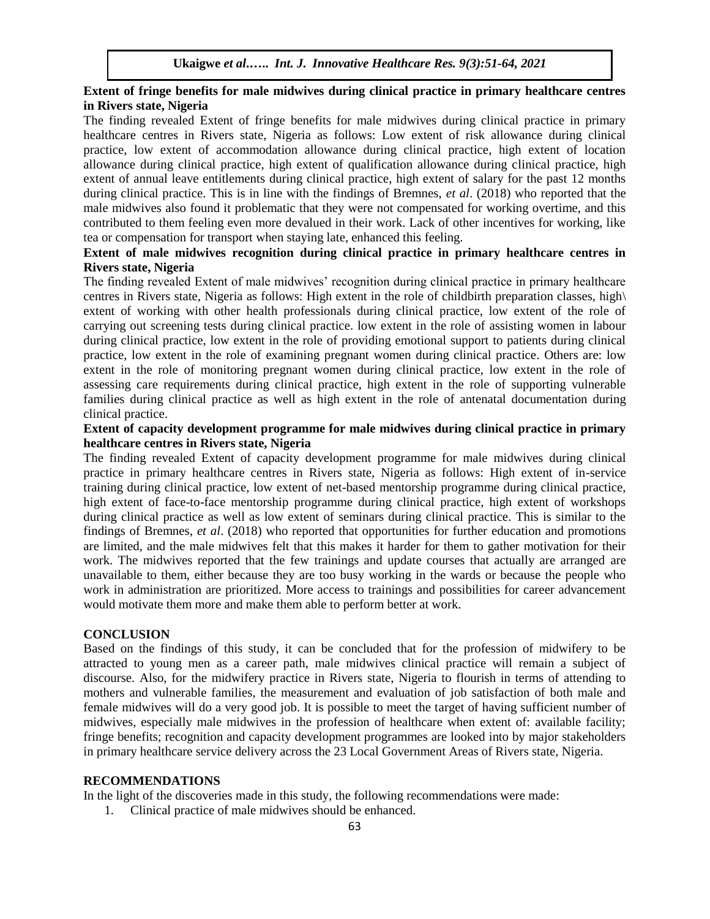**Extent of fringe benefits for male midwives during clinical practice in primary healthcare centres in Rivers state, Nigeria**

The finding revealed Extent of fringe benefits for male midwives during clinical practice in primary healthcare centres in Rivers state, Nigeria as follows: Low extent of risk allowance during clinical practice, low extent of accommodation allowance during clinical practice, high extent of location allowance during clinical practice, high extent of qualification allowance during clinical practice, high extent of annual leave entitlements during clinical practice, high extent of salary for the past 12 months during clinical practice. This is in line with the findings of Bremnes, *et al*. (2018) who reported that the male midwives also found it problematic that they were not compensated for working overtime, and this contributed to them feeling even more devalued in their work. Lack of other incentives for working, like tea or compensation for transport when staying late, enhanced this feeling.

**Extent of male midwives recognition during clinical practice in primary healthcare centres in Rivers state, Nigeria**

The finding revealed Extent of male midwives' recognition during clinical practice in primary healthcare centres in Rivers state, Nigeria as follows: High extent in the role of childbirth preparation classes, high\ extent of working with other health professionals during clinical practice, low extent of the role of carrying out screening tests during clinical practice. low extent in the role of assisting women in labour during clinical practice, low extent in the role of providing emotional support to patients during clinical practice, low extent in the role of examining pregnant women during clinical practice. Others are: low extent in the role of monitoring pregnant women during clinical practice, low extent in the role of assessing care requirements during clinical practice, high extent in the role of supporting vulnerable families during clinical practice as well as high extent in the role of antenatal documentation during clinical practice.

**Extent of capacity development programme for male midwives during clinical practice in primary healthcare centres in Rivers state, Nigeria**

The finding revealed Extent of capacity development programme for male midwives during clinical practice in primary healthcare centres in Rivers state, Nigeria as follows: High extent of in-service training during clinical practice, low extent of net-based mentorship programme during clinical practice, high extent of face-to-face mentorship programme during clinical practice, high extent of workshops during clinical practice as well as low extent of seminars during clinical practice. This is similar to the findings of Bremnes, *et al*. (2018) who reported that opportunities for further education and promotions are limited, and the male midwives felt that this makes it harder for them to gather motivation for their work. The midwives reported that the few trainings and update courses that actually are arranged are unavailable to them, either because they are too busy working in the wards or because the people who work in administration are prioritized. More access to trainings and possibilities for career advancement would motivate them more and make them able to perform better at work.

## CONCLUSION

Based on the findings of this study, it can be concluded that for the profession of midwifery to be attracted to young men as a career path, male midwives clinical practice will remain a subject of discourse. Also, for the midwifery practice in Rivers state, Nigeria to flourish in terms of attending to mothers and vulnerable families, the measurement and evaluation of job satisfaction of both male and female midwives will do a very good job. It is possible to meet the target of having sufficient number of midwives, especially male midwives in the profession of healthcare when extent of: available facility; fringe benefits; recognition and capacity development programmes are looked into by major stakeholders in primary healthcare service delivery across the 23 Local Government Areas of Rivers state, Nigeria.

## RECOMMENDATIONS

In the light of the discoveries made in this study, the following recommendations were made:

1. Clinical practice of male midwives should be enhanced.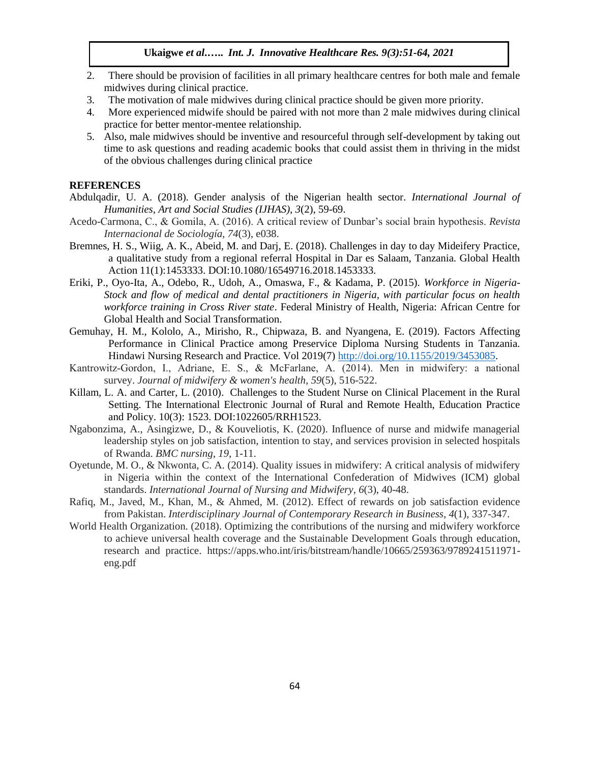2. There should be provision of facilities in all primary healthcare centres for both male and female midwives during clinical practice.
3. The motivation of male midwives during clinical practice should be given more priority.
4. More experienced midwife should be paired with not more than 2 male midwives during clinical practice for better mentor-mentee relationship.
5. Also, male midwives should be inventive and resourceful through self-development by taking out time to ask questions and reading academic books that could assist them in thriving in the midst of the obvious challenges during clinical practice

## REFERENCES

Abdulqadir, U. A. (2018). Gender analysis of the Nigerian health sector. *International Journal of Humanities, Art and Social Studies (IJHAS)*, *3*(2), 59-69.

Acedo-Carmona, C., & Gomila, A. (2016). A critical review of Dunbar's social brain hypothesis. *Revista Internacional de Sociología*, *74*(3), e038.

Bremnes, H. S., Wiig, A. K., Abeid, M. and Darj, E. (2018). Challenges in day to day Mideifery Practice, a qualitative study from a regional referral Hospital in Dar es Salaam, Tanzania. Global Health Action 11(1):1453333. DOI:10.1080/16549716.2018.1453333.

Eriki, P., Oyo-Ita, A., Odebo, R., Udoh, A., Omaswa, F., & Kadama, P. (2015). *Workforce in Nigeria-Stock and flow of medical and dental practitioners in Nigeria, with particular focus on health workforce training in Cross River state*. Federal Ministry of Health, Nigeria: African Centre for Global Health and Social Transformation.

Gemuhay, H. M., Kololo, A., Mirisho, R., Chipwaza, B. and Nyangena, E. (2019). Factors Affecting Performance in Clinical Practice among Preservice Diploma Nursing Students in Tanzania. Hindawi Nursing Research and Practice. Vol 2019(7) http://doi.org/10.1155/2019/3453085.

Kantrowitz-Gordon, I., Adriane, E. S., & McFarlane, A. (2014). Men in midwifery: a national survey. *Journal of midwifery & women's health*, *59*(5), 516-522.

Killam, L. A. and Carter, L. (2010). Challenges to the Student Nurse on Clinical Placement in the Rural Setting. The International Electronic Journal of Rural and Remote Health, Education Practice and Policy. 10(3): 1523. DOI:1022605/RRH1523.

Ngabonzima, A., Asingizwe, D., & Kouveliotis, K. (2020). Influence of nurse and midwife managerial leadership styles on job satisfaction, intention to stay, and services provision in selected hospitals of Rwanda. *BMC nursing*, *19*, 1-11.

Oyetunde, M. O., & Nkwonta, C. A. (2014). Quality issues in midwifery: A critical analysis of midwifery in Nigeria within the context of the International Confederation of Midwives (ICM) global standards. *International Journal of Nursing and Midwifery*, *6*(3), 40-48.

Rafiq, M., Javed, M., Khan, M., & Ahmed, M. (2012). Effect of rewards on job satisfaction evidence from Pakistan. *Interdisciplinary Journal of Contemporary Research in Business*, *4*(1), 337-347.

World Health Organization. (2018). Optimizing the contributions of the nursing and midwifery workforce to achieve universal health coverage and the Sustainable Development Goals through education, research and practice. https://apps.who.int/iris/bitstream/handle/10665/259363/9789241511971-eng.pdf